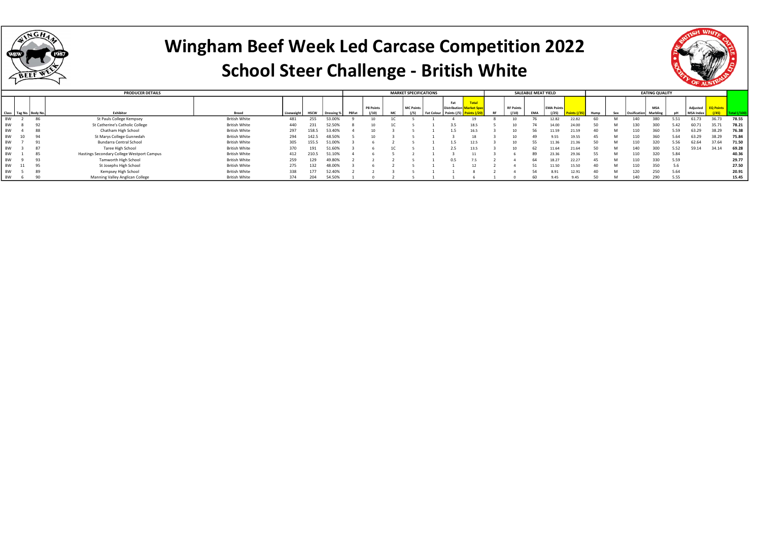# Wingham Beef Week Led Carcase Competition 2022

## School Steer Challenge - British White

| PRODUCER DETAILS | | | | | | | | | MARKET SPECIFICATIONS | | | | | | | | SALEABLE MEAT YIELD | | | | | EATING QUALITY | | | | | | | | |
|---|---|---|---|---|---|---|---|---|---|---|---|---|---|---|---|---|---|---|---|---|---|---|---|---|---|---|---|---|---|---|
| Class | Tag No. | Body No. | Exhibitor | Breed | Liveweight | HSCW | Dressing % | P8Fat | P8 Points (/10) | MC | MC Points (/5) | Fat Colour | Fat Distribution Points (/5) | Total Market Spec Points (/20) | RF | RF Points (/10) | EMA | EMA Points (/25) | Points (/35) | Hump | Sex | Ossification | MSA Marbling | pH | Adjusted MSA Index | EQ Points (/45) | Total (/100) |
| BW | 2 | 86 | St Pauls College Kempsey | British White | 481 | 255 | 53.00% | 9 | 10 | 1C | 5 | 1 | 4 | 19 | 8 | 10 | 76 | 12.82 | 22.82 | 60 | M | 140 | 380 | 5.51 | 61.73 | 36.73 | 78.55 |
| BW | 8 | 92 | St Catherine's Catholic College | British White | 440 | 231 | 52.50% | 8 | 10 | 1C | 5 | 1 | 3.5 | 18.5 | 5 | 10 | 74 | 14.00 | 24.00 | 50 | M | 130 | 300 | 5.42 | 60.71 | 35.71 | 78.21 |
| BW | 4 | 88 | Chatham High School | British White | 297 | 158.5 | 53.40% | 4 | 10 | 3 | 5 | 1 | 1.5 | 16.5 | 3 | 10 | 56 | 11.59 | 21.59 | 40 | M | 110 | 360 | 5.59 | 63.29 | 38.29 | 76.38 |
| BW | 10 | 94 | St Marys College Gunnedah | British White | 294 | 142.5 | 48.50% | 5 | 10 | 3 | 5 | 1 | 3 | 18 | 3 | 10 | 49 | 9.55 | 19.55 | 45 | M | 110 | 360 | 5.64 | 63.29 | 38.29 | 75.84 |
| BW | 7 | 91 | Bundarra Central School | British White | 305 | 155.5 | 51.00% | 3 | 6 | 2 | 5 | 1 | 1.5 | 12.5 | 3 | 10 | 55 | 11.36 | 21.36 | 50 | M | 110 | 320 | 5.56 | 62.64 | 37.64 | 71.50 |
| BW | 3 | 87 | Taree High School | British White | 370 | 191 | 51.60% | 3 | 6 | 1C | 5 | 1 | 2.5 | 13.5 | 3 | 10 | 62 | 11.64 | 21.64 | 50 | M | 140 | 300 | 5.52 | 59.14 | 34.14 | 69.28 |
| BW | 1 | 85 | Hastings Secondary College Westport Campus | British White | 412 | 210.5 | 51.10% | 4 | 6 | 5 | 2 | 1 | 3 | 11 | 3 | 6 | 89 | 23.36 | 29.36 | 55 | M | 110 | 320 | 5.84 | | | 40.36 |
| BW | 9 | 93 | Tamworth High School | British White | 259 | 129 | 49.80% | 2 | 2 | 2 | 5 | 1 | 0.5 | 7.5 | 2 | 4 | 64 | 18.27 | 22.27 | 45 | M | 110 | 330 | 5.59 | | | 29.77 |
| BW | 11 | 95 | St Josephs High School | British White | 275 | 132 | 48.00% | 3 | 6 | 2 | 5 | 1 | 1 | 12 | 2 | 4 | 51 | 11.50 | 15.50 | 40 | M | 110 | 350 | 5.6 | | | 27.50 |
| BW | 5 | 89 | Kempsey High School | British White | 338 | 177 | 52.40% | 2 | 2 | 3 | 5 | 1 | 1 | 8 | 2 | 4 | 54 | 8.91 | 12.91 | 40 | M | 120 | 250 | 5.64 | | | 20.91 |
| BW | 6 | 90 | Manning Valley Anglican College | British White | 374 | 204 | 54.50% | 1 | 0 | 2 | 5 | 1 | 1 | 6 | 1 | 0 | 60 | 9.45 | 9.45 | 50 | M | 140 | 290 | 5.55 | | | 15.45 |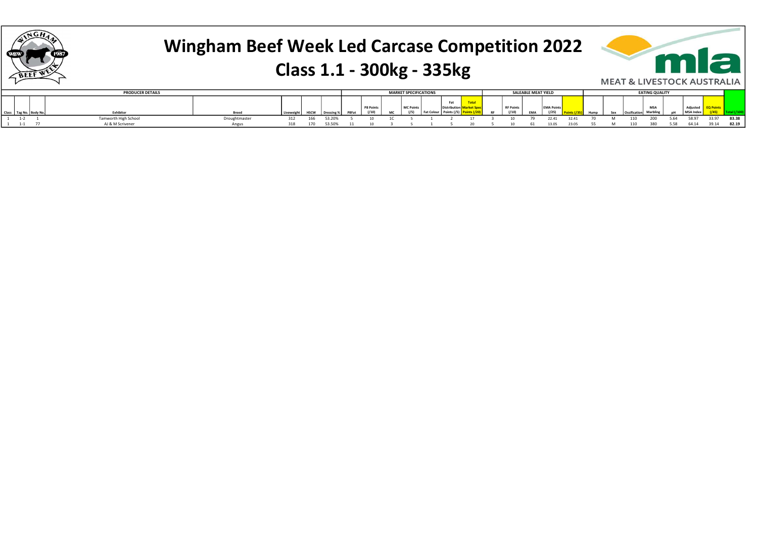# Wingham Beef Week Led Carcase Competition 2022

## Class 1.1 - 300kg - 335kg

MEAT & LIVESTOCK AUSTRALIA

| PRODUCER DETAILS | | | | | | | | MARKET SPECIFICATIONS | | | | | | | | SALEABLE MEAT YIELD | | | | | EATING QUALITY | | | | | | | | |
|---|---|---|---|---|---|---|---|---|---|---|---|---|---|---|---|---|---|---|---|---|---|---|---|---|---|---|---|---|---|
| Class | Tag No. | Body No. | Exhibitor | Breed | Liveweight | HSCW | Dressing % | P8Fat | P8 Points (/10) | MC | MC Points (/5) | Fat Colour | Fat Distribution Points (/5) | Total Market Spec Points (/20) | RF | RF Points (/10) | EMA | EMA Points (/25) | Points (/35) | Hump | Sex | Ossification | MSA Marbling | pH | Adjusted MSA Index | EQ Points (/45) | Total (/100) |
| 1 | 1-2 | 1 | Tamworth High School | Droughtmaster | 312 | 166 | 53.20% | 5 | 10 | 1C | 5 | 1 | 2 | 17 | 3 | 10 | 79 | 22.41 | 32.41 | 70 | M | 110 | 200 | 5.64 | 58.97 | 33.97 | 83.38 |
| 1 | 1-1 | 77 | AJ & M Scrivener | Angus | 318 | 170 | 53.50% | 11 | 10 | 3 | 5 | 1 | 5 | 20 | 5 | 10 | 61 | 13.05 | 23.05 | 55 | M | 110 | 380 | 5.58 | 64.14 | 39.14 | 82.19 |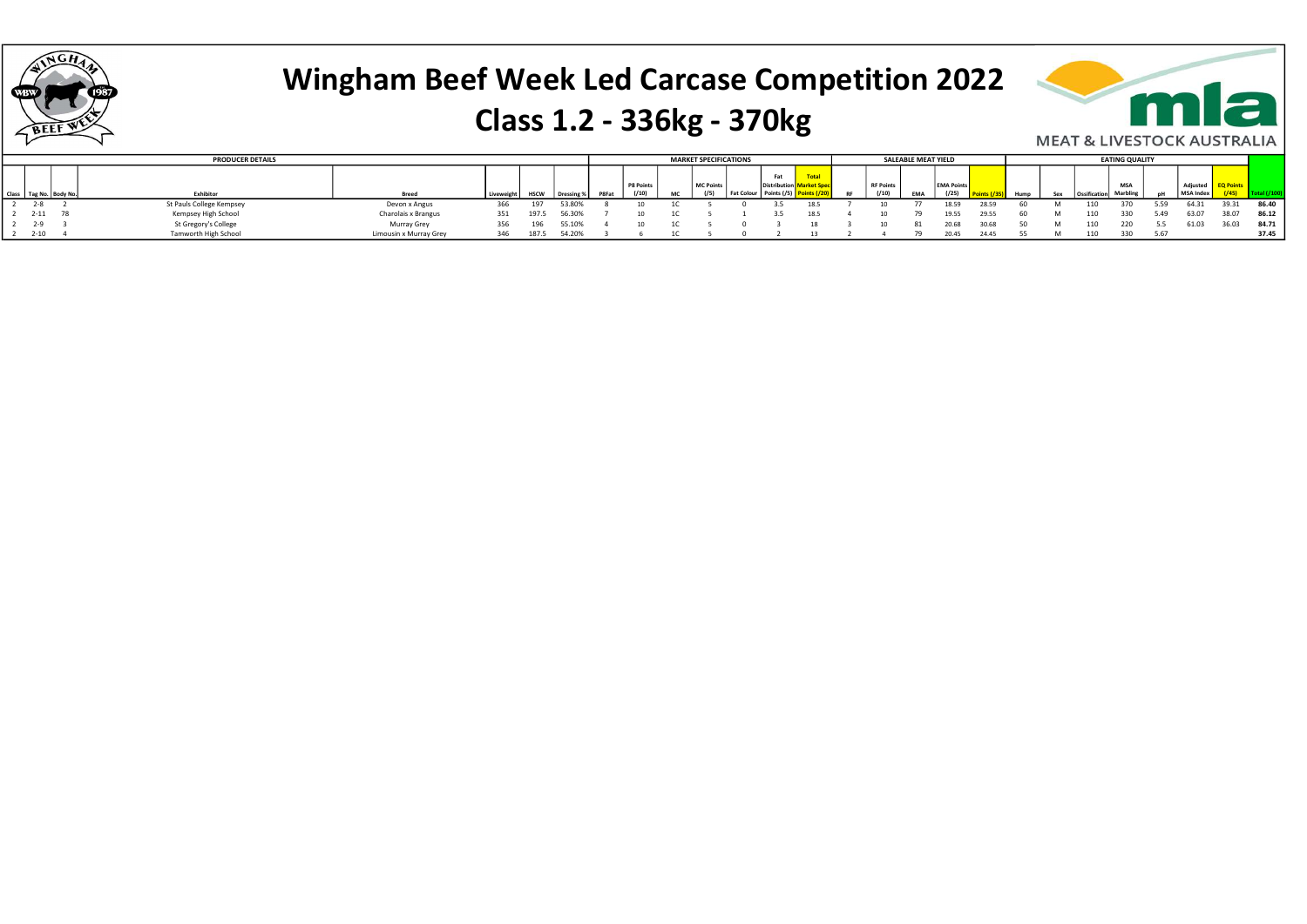# Wingham Beef Week Led Carcase Competition 2022

## Class 1.2 - 336kg - 370kg

| PRODUCER DETAILS | | | | | | | | MARKET SPECIFICATIONS | | | | | | | | SALEABLE MEAT YIELD | | | | | | EATING QUALITY | | | | | | | | |
|---|---|---|---|---|---|---|---|---|---|---|---|---|---|---|---|---|---|---|---|---|---|---|---|---|---|---|---|---|---|---|
| Class | Tag No. | Body No. | Exhibitor | Breed | Liveweight | HSCW | Dressing % | P8Fat | P8 Points (/10) | MC | MC Points (/5) | Fat Colour | Fat Distribution Points (/5) | Total Market Spec Points (/20) | RF | RF Points (/10) | EMA | EMA Points (/25) | Points (/35) | Hump | Sex | Ossification | MSA Marbling | pH | Adjusted MSA Index | EQ Points (/45) | Total (/100) |
| 2 | 2-8 | 2 | St Pauls College Kempsey | Devon x Angus | 366 | 197 | 53.80% | 8 | 10 | 1C | 5 | 0 | 3.5 | 18.5 | 7 | 10 | 77 | 18.59 | 28.59 | 60 | M | 110 | 370 | 5.59 | 64.31 | 39.31 | 86.40 |
| 2 | 2-11 | 78 | Kempsey High School | Charolais x Brangus | 351 | 197.5 | 56.30% | 7 | 10 | 1C | 5 | 1 | 3.5 | 18.5 | 4 | 10 | 79 | 19.55 | 29.55 | 60 | M | 110 | 330 | 5.49 | 63.07 | 38.07 | 86.12 |
| 2 | 2-9 | 3 | St Gregory's College | Murray Grey | 356 | 196 | 55.10% | 4 | 10 | 1C | 5 | 0 | 3 | 18 | 3 | 10 | 81 | 20.68 | 30.68 | 50 | M | 110 | 220 | 5.5 | 61.03 | 36.03 | 84.71 |
| 2 | 2-10 | 4 | Tamworth High School | Limousin x Murray Grey | 346 | 187.5 | 54.20% | 3 | 6 | 1C | 5 | 0 | 2 | 13 | 2 | 4 | 79 | 20.45 | 24.45 | 55 | M | 110 | 330 | 5.67 | | | 37.45 |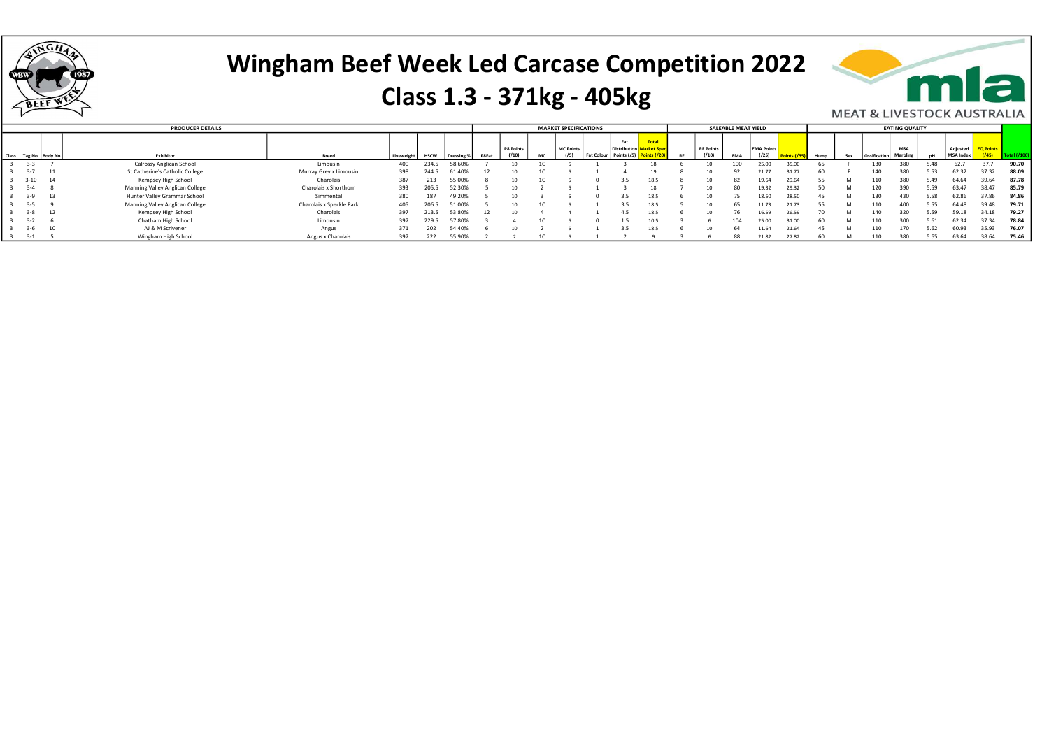# Wingham Beef Week Led Carcase Competition 2022

## Class 1.3 - 371kg - 405kg

MEAT & LIVESTOCK AUSTRALIA

| PRODUCER DETAILS | | | | | | | | MARKET SPECIFICATIONS | | | | | | | | SALEABLE MEAT YIELD | | | | | EATING QUALITY | | | | | | | | |
|---|---|---|---|---|---|---|---|---|---|---|---|---|---|---|---|---|---|---|---|---|---|---|---|---|---|---|---|---|---|
| Class | Tag No. | Body No. | Exhibitor | Breed | Liveweight | HSCW | Dressing % | P8Fat | P8 Points (/10) | MC | MC Points (/5) | Fat Colour | Fat Distribution Points (/5) | Total Market Spec Points (/20) | RF | RF Points (/10) | EMA | EMA Points (/25) | Points (/35) | Hump | Sex | Ossification | MSA Marbling | pH | Adjusted MSA Index | EQ Points (/45) | Total (/100) |
| 3 | 3-3 | 7 | Calrossy Anglican School | Limousin | 400 | 234.5 | 58.60% | 7 | 10 | 1C | 5 | 1 | 3 | 18 | 6 | 10 | 100 | 25.00 | 35.00 | 65 | F | 130 | 380 | 5.48 | 62.7 | 37.7 | 90.70 |
| 3 | 3-7 | 11 | St Catherine's Catholic College | Murray Grey x Limousin | 398 | 244.5 | 61.40% | 12 | 10 | 1C | 5 | 1 | 4 | 19 | 8 | 10 | 92 | 21.77 | 31.77 | 60 | F | 140 | 380 | 5.53 | 62.32 | 37.32 | 88.09 |
| 3 | 3-10 | 14 | Kempsey High School | Charolais | 387 | 213 | 55.00% | 8 | 10 | 1C | 5 | 0 | 3.5 | 18.5 | 8 | 10 | 82 | 19.64 | 29.64 | 55 | M | 110 | 380 | 5.49 | 64.64 | 39.64 | 87.78 |
| 3 | 3-4 | 8 | Manning Valley Anglican College | Charolais x Shorthorn | 393 | 205.5 | 52.30% | 5 | 10 | 2 | 5 | 1 | 3 | 18 | 7 | 10 | 80 | 19.32 | 29.32 | 50 | M | 120 | 390 | 5.59 | 63.47 | 38.47 | 85.79 |
| 3 | 3-9 | 13 | Hunter Valley Grammar School | Simmental | 380 | 187 | 49.20% | 5 | 10 | 3 | 5 | 0 | 3.5 | 18.5 | 6 | 10 | 75 | 18.50 | 28.50 | 45 | M | 130 | 430 | 5.58 | 62.86 | 37.86 | 84.86 |
| 3 | 3-5 | 9 | Manning Valley Anglican College | Charolais x Speckle Park | 405 | 206.5 | 51.00% | 5 | 10 | 1C | 5 | 1 | 3.5 | 18.5 | 5 | 10 | 65 | 11.73 | 21.73 | 55 | M | 110 | 400 | 5.55 | 64.48 | 39.48 | 79.71 |
| 3 | 3-8 | 12 | Kempsey High School | Charolais | 397 | 213.5 | 53.80% | 12 | 10 | 4 | 4 | 1 | 4.5 | 18.5 | 6 | 10 | 76 | 16.59 | 26.59 | 70 | M | 140 | 320 | 5.59 | 59.18 | 34.18 | 79.27 |
| 3 | 3-2 | 6 | Chatham High School | Limousin | 397 | 229.5 | 57.80% | 3 | 4 | 1C | 5 | 0 | 1.5 | 10.5 | 3 | 6 | 104 | 25.00 | 31.00 | 60 | M | 110 | 300 | 5.61 | 62.34 | 37.34 | 78.84 |
| 3 | 3-6 | 10 | AJ & M Scrivener | Angus | 371 | 202 | 54.40% | 6 | 10 | 2 | 5 | 1 | 3.5 | 18.5 | 6 | 10 | 64 | 11.64 | 21.64 | 45 | M | 110 | 170 | 5.62 | 60.93 | 35.93 | 76.07 |
| 3 | 3-1 | 5 | Wingham High School | Angus x Charolais | 397 | 222 | 55.90% | 2 | 2 | 1C | 5 | 1 | 2 | 9 | 3 | 6 | 88 | 21.82 | 27.82 | 60 | M | 110 | 380 | 5.55 | 63.64 | 38.64 | 75.46 |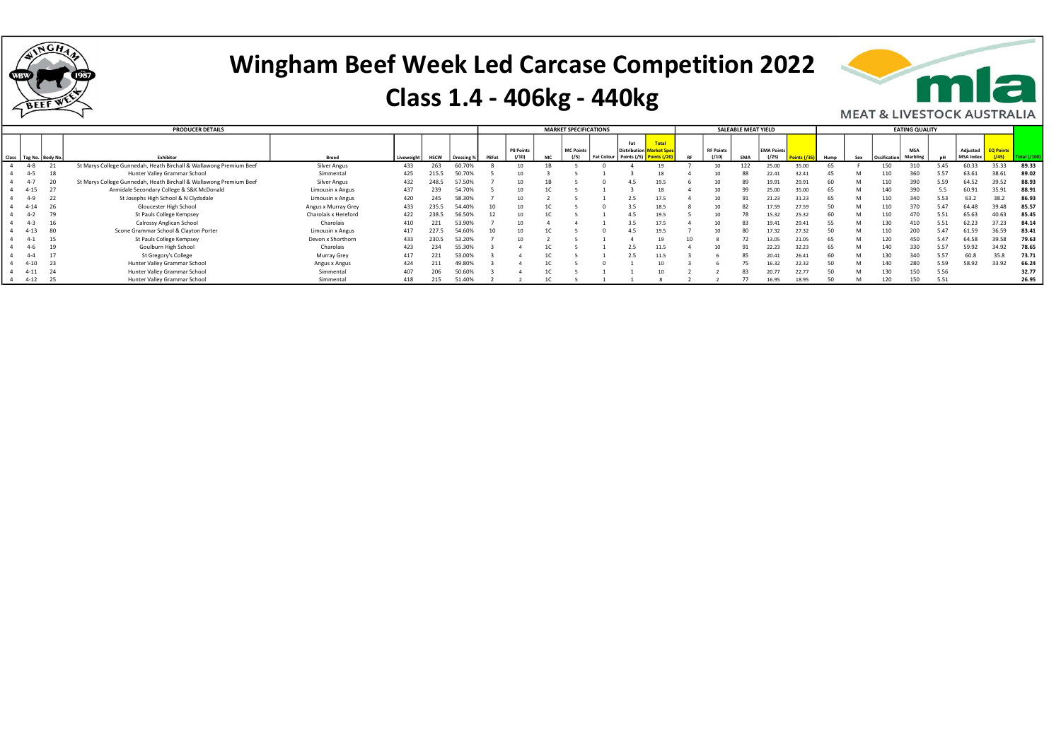# Wingham Beef Week Led Carcase Competition 2022

## Class 1.4 - 406kg - 440kg

| PRODUCER DETAILS | | | | | | | | MARKET SPECIFICATIONS | | | | | | | | SALEABLE MEAT YIELD | | | | | EATING QUALITY | | | | | | | | |
|---|---|---|---|---|---|---|---|---|---|---|---|---|---|---|---|---|---|---|---|---|---|---|---|---|---|---|---|---|---|
| Class | Tag No. | Body No. | Exhibitor | Breed | Liveweight | HSCW | Dressing % | P8Fat | P8 Points (/10) | MC | MC Points (/5) | Fat Colour | Fat Distribution Points (/5) | Total Market Spec Points (/20) | RF | RF Points (/10) | EMA | EMA Points (/25) | Points (/35) | Hump | Sex | Ossification | MSA Marbling | pH | Adjusted MSA Index | EQ Points (/45) | Total (/100) |
| 4 | 4-8 | 21 | St Marys College Gunnedah, Heath Birchall & Wallawong Premium Beef | Silver Angus | 433 | 263 | 60.70% | 8 | 10 | 1B | 5 | 0 | 4 | 19 | 7 | 10 | 122 | 25.00 | 35.00 | 65 | F | 150 | 310 | 5.45 | 60.33 | 35.33 | 89.33 |
| 4 | 4-5 | 18 | Hunter Valley Grammar School | Simmental | 425 | 215.5 | 50.70% | 5 | 10 | 3 | 5 | 1 | 3 | 18 | 4 | 10 | 88 | 22.41 | 32.41 | 45 | M | 110 | 360 | 5.57 | 63.61 | 38.61 | 89.02 |
| 4 | 4-7 | 20 | St Marys College Gunnedah, Heath Birchall & Wallawong Premium Beef | Silver Angus | 432 | 248.5 | 57.50% | 7 | 10 | 1B | 5 | 0 | 4.5 | 19.5 | 6 | 10 | 89 | 19.91 | 29.91 | 60 | M | 110 | 390 | 5.59 | 64.52 | 39.52 | 88.93 |
| 4 | 4-15 | 27 | Armidale Secondary College & S&K McDonald | Limousin x Angus | 437 | 239 | 54.70% | 5 | 10 | 1C | 5 | 1 | 3 | 18 | 4 | 10 | 99 | 25.00 | 35.00 | 65 | M | 140 | 390 | 5.5 | 60.91 | 35.91 | 88.91 |
| 4 | 4-9 | 22 | St Josephs High School & N Clydsdale | Limousin x Angus | 420 | 245 | 58.30% | 7 | 10 | 2 | 5 | 1 | 2.5 | 17.5 | 4 | 10 | 91 | 21.23 | 31.23 | 65 | M | 110 | 340 | 5.53 | 63.2 | 38.2 | 86.93 |
| 4 | 4-14 | 26 | Gloucester High School | Angus x Murray Grey | 433 | 235.5 | 54.40% | 10 | 10 | 1C | 5 | 0 | 3.5 | 18.5 | 8 | 10 | 82 | 17.59 | 27.59 | 50 | M | 110 | 370 | 5.47 | 64.48 | 39.48 | 85.57 |
| 4 | 4-2 | 79 | St Pauls College Kempsey | Charolais x Hereford | 422 | 238.5 | 56.50% | 12 | 10 | 1C | 5 | 1 | 4.5 | 19.5 | 5 | 10 | 78 | 15.32 | 25.32 | 60 | M | 110 | 470 | 5.51 | 65.63 | 40.63 | 85.45 |
| 4 | 4-3 | 16 | Calrossy Anglican School | Charolais | 410 | 221 | 53.90% | 7 | 10 | 4 | 4 | 1 | 3.5 | 17.5 | 4 | 10 | 83 | 19.41 | 29.41 | 55 | M | 130 | 410 | 5.51 | 62.23 | 37.23 | 84.14 |
| 4 | 4-13 | 80 | Scone Grammar School & Clayton Porter | Limousin x Angus | 417 | 227.5 | 54.60% | 10 | 10 | 1C | 5 | 0 | 4.5 | 19.5 | 7 | 10 | 80 | 17.32 | 27.32 | 50 | M | 110 | 200 | 5.47 | 61.59 | 36.59 | 83.41 |
| 4 | 4-1 | 15 | St Pauls College Kempsey | Devon x Shorthorn | 433 | 230.5 | 53.20% | 7 | 10 | 2 | 5 | 1 | 4 | 19 | 10 | 8 | 72 | 13.05 | 21.05 | 65 | M | 120 | 450 | 5.47 | 64.58 | 39.58 | 79.63 |
| 4 | 4-6 | 19 | Goulburn High School | Charolais | 423 | 234 | 55.30% | 3 | 4 | 1C | 5 | 1 | 2.5 | 11.5 | 4 | 10 | 91 | 22.23 | 32.23 | 65 | M | 140 | 330 | 5.57 | 59.92 | 34.92 | 78.65 |
| 4 | 4-4 | 17 | St Gregory's College | Murray Grey | 417 | 221 | 53.00% | 3 | 4 | 1C | 5 | 1 | 2.5 | 11.5 | 3 | 6 | 85 | 20.41 | 26.41 | 60 | M | 130 | 340 | 5.57 | 60.8 | 35.8 | 73.71 |
| 4 | 4-10 | 23 | Hunter Valley Grammar School | Angus x Angus | 424 | 211 | 49.80% | 3 | 4 | 1C | 5 | 0 | 1 | 10 | 3 | 6 | 75 | 16.32 | 22.32 | 50 | M | 140 | 280 | 5.59 | 58.92 | 33.92 | 66.24 |
| 4 | 4-11 | 24 | Hunter Valley Grammar School | Simmental | 407 | 206 | 50.60% | 3 | 4 | 1C | 5 | 1 | 1 | 10 | 2 | 2 | 83 | 20.77 | 22.77 | 50 | M | 130 | 150 | 5.56 | | | 32.77 |
| 4 | 4-12 | 25 | Hunter Valley Grammar School | Simmental | 418 | 215 | 51.40% | 2 | 2 | 1C | 5 | 1 | 1 | 8 | 2 | 2 | 77 | 16.95 | 18.95 | 50 | M | 120 | 150 | 5.51 | | | 26.95 |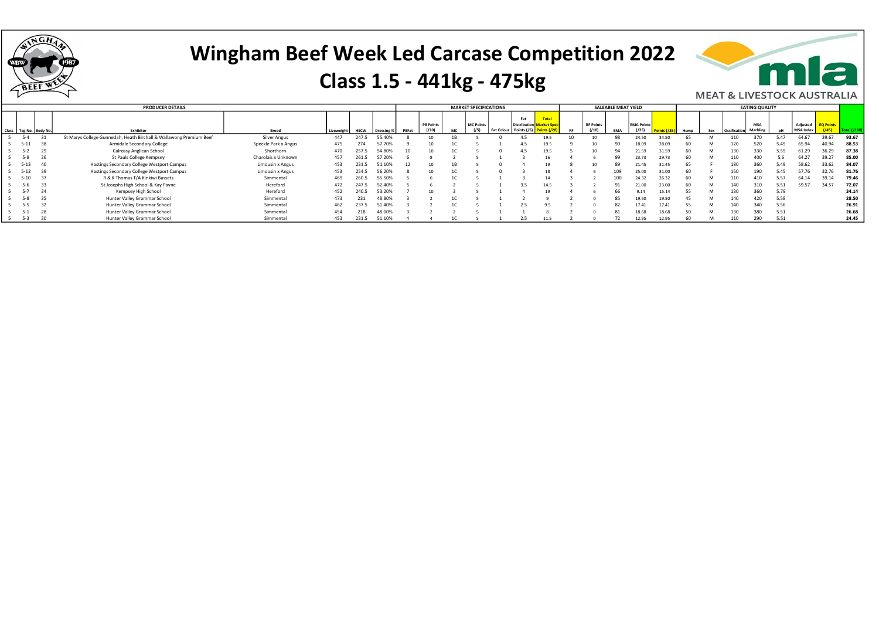# Wingham Beef Week Led Carcase Competition 2022

## Class 1.5 - 441kg - 475kg

MEAT & LIVESTOCK AUSTRALIA

| PRODUCER DETAILS | | | | | | | | | MARKET SPECIFICATIONS | | | | | | | | SALEABLE MEAT YIELD | | | | | | EATING QUALITY | | | | | | | | |
|---|---|---|---|---|---|---|---|---|---|---|---|---|---|---|---|---|---|---|---|---|---|---|---|---|---|---|---|---|---|---|
| Class | Tag No. | Body No. | Exhibitor | Breed | Liveweight | HSCW | Dressing % | P8Fat | P8 Points (/10) | MC | MC Points (/5) | Fat Colour | Fat Distribution Points (/5) | Total Market Spec Points (/20) | RF | RF Points (/10) | EMA | EMA Points (/25) | Points (/35) | Hump | Sex | Ossification | MSA Marbling | pH | Adjusted MSA Index | EQ Points (/45) | Total (/100) |
| 5 | 5-4 | 31 | St Marys College Gunnedah, Heath Birchall & Wallawong Premium Beef | Silver Angus | 447 | 247.5 | 55.40% | 8 | 10 | 1B | 5 | 0 | 4.5 | 19.5 | 10 | 10 | 98 | 24.50 | 34.50 | 65 | M | 110 | 370 | 5.47 | 64.67 | 39.67 | 93.67 |
| 5 | 5-11 | 38 | Armidale Secondary College | Speckle Park x Angus | 475 | 274 | 57.70% | 9 | 10 | 1C | 5 | 1 | 4.5 | 19.5 | 9 | 10 | 90 | 18.09 | 28.09 | 60 | M | 120 | 520 | 5.49 | 65.94 | 40.94 | 88.53 |
| 5 | 5-2 | 29 | Calrossy Anglican School | Shorthorn | 470 | 257.5 | 54.80% | 10 | 10 | 1C | 5 | 0 | 4.5 | 19.5 | 5 | 10 | 94 | 21.59 | 31.59 | 60 | M | 130 | 330 | 5.59 | 61.29 | 36.29 | 87.38 |
| 5 | 5-9 | 36 | St Pauls College Kempsey | Charolais x Unknown | 457 | 261.5 | 57.20% | 6 | 8 | 2 | 5 | 1 | 3 | 16 | 4 | 6 | 99 | 23.73 | 29.73 | 60 | M | 110 | 400 | 5.6 | 64.27 | 39.27 | 85.00 |
| 5 | 5-13 | 40 | Hastings Secondary College Westport Campus | Limousin x Angus | 453 | 231.5 | 51.10% | 12 | 10 | 1B | 5 | 0 | 4 | 19 | 8 | 10 | 89 | 21.45 | 31.45 | 65 | F | 180 | 360 | 5.49 | 58.62 | 33.62 | 84.07 |
| 5 | 5-12 | 39 | Hastings Secondary College Westport Campus | Limousin x Angus | 453 | 254.5 | 56.20% | 8 | 10 | 1C | 5 | 0 | 3 | 18 | 4 | 6 | 109 | 25.00 | 31.00 | 60 | F | 150 | 190 | 5.45 | 57.76 | 32.76 | 81.76 |
| 5 | 5-10 | 37 | R & K Thomas T/A Kinkiwi Bassets | Simmental | 469 | 260.5 | 55.50% | 5 | 6 | 1C | 5 | 1 | 3 | 14 | 3 | 2 | 100 | 24.32 | 26.32 | 60 | M | 110 | 410 | 5.57 | 64.14 | 39.14 | 79.46 |
| 5 | 5-6 | 33 | St Josephs High School & Kay Payne | Hereford | 472 | 247.5 | 52.40% | 5 | 6 | 2 | 5 | 1 | 3.5 | 14.5 | 3 | 2 | 91 | 21.00 | 23.00 | 60 | M | 140 | 310 | 5.51 | 59.57 | 34.57 | 72.07 |
| 5 | 5-7 | 34 | Kempsey High School | Hereford | 452 | 240.5 | 53.20% | 7 | 10 | 3 | 5 | 1 | 4 | 19 | 4 | 6 | 66 | 9.14 | 15.14 | 55 | M | 130 | 360 | 5.79 | | | 34.14 |
| 5 | 5-8 | 35 | Hunter Valley Grammar School | Simmental | 473 | 231 | 48.80% | 3 | 2 | 1C | 5 | 1 | 2 | 9 | 2 | 0 | 85 | 19.50 | 19.50 | 45 | M | 140 | 420 | 5.58 | | | 28.50 |
| 5 | 5-5 | 32 | Hunter Valley Grammar School | Simmental | 462 | 237.5 | 51.40% | 3 | 2 | 1C | 5 | 1 | 2.5 | 9.5 | 2 | 0 | 82 | 17.41 | 17.41 | 55 | M | 140 | 340 | 5.56 | | | 26.91 |
| 5 | 5-1 | 28 | Hunter Valley Grammar School | Simmental | 454 | 218 | 48.00% | 3 | 2 | 2 | 5 | 1 | 1 | 8 | 2 | 0 | 81 | 18.68 | 18.68 | 50 | M | 130 | 380 | 5.51 | | | 26.68 |
| 5 | 5-3 | 30 | Hunter Valley Grammar School | Simmental | 453 | 231.5 | 51.10% | 4 | 4 | 1C | 5 | 1 | 2.5 | 11.5 | 2 | 0 | 72 | 12.95 | 12.95 | 60 | M | 110 | 290 | 5.51 | | | 24.45 |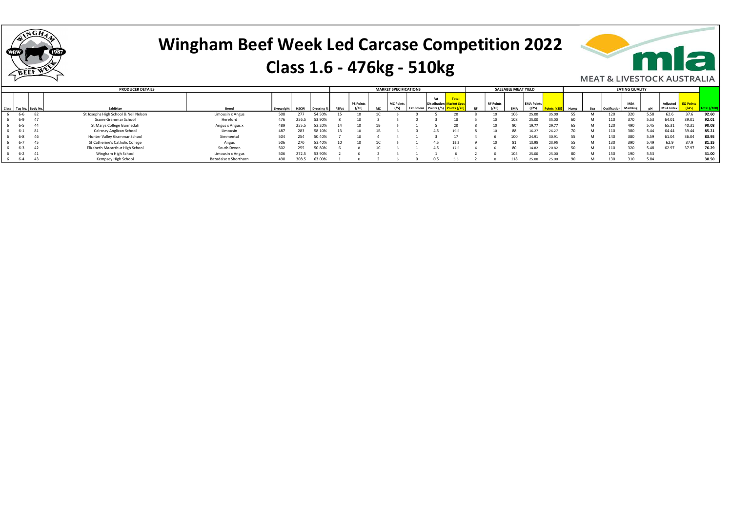# Wingham Beef Week Led Carcase Competition 2022

## Class 1.6 - 476kg - 510kg

MEAT & LIVESTOCK AUSTRALIA

| PRODUCER DETAILS | | | | | | | | | MARKET SPECIFICATIONS | | | | | | | | SALEABLE MEAT YIELD | | | | | EATING QUALITY | | | | | | | | |
|---|---|---|---|---|---|---|---|---|---|---|---|---|---|---|---|---|---|---|---|---|---|---|---|---|---|---|---|---|---|
| Class | Tag No. | Body No. | Exhibitor | Breed | Liveweight | HSCW | Dressing % | P8Fat | P8 Points (/10) | MC | MC Points (/5) | Fat Colour | Fat Distribution Points (/5) | Total Market Spec Points (/20) | RF | RF Points (/10) | EMA | EMA Points (/25) | Points (/35) | Hump | Sex | Ossification | MSA Marbling | pH | Adjusted MSA Index | EQ Points (/45) | Total (/100) |
| 6 | 6-6 | 82 | St Josephs High School & Neil Nelson | Limousin x Angus | 508 | 277 | 54.50% | 15 | 10 | 1C | 5 | 0 | 5 | 20 | 8 | 10 | 106 | 25.00 | 35.00 | 55 | M | 120 | 320 | 5.58 | 62.6 | 37.6 | **92.60** |
| 6 | 6-9 | 47 | Scone Grammar School | Hereford | 476 | 256.5 | 53.90% | 8 | 10 | 3 | 5 | 0 | 3 | 18 | 5 | 10 | 108 | 25.00 | 35.00 | 60 | M | 110 | 370 | 5.53 | 64.01 | 39.01 | **92.01** |
| 6 | 6-5 | 44 | St Marys College Gunnedah | Angus x Angus x | 489 | 255.5 | 52.20% | 14 | 10 | 1B | 5 | 1 | 5 | 20 | 8 | 10 | 90 | 19.77 | 29.77 | 65 | M | 120 | 490 | 5.45 | 65.31 | 40.31 | **90.08** |
| 6 | 6-1 | 81 | Calrossy Anglican School | Limousin | 487 | 283 | 58.10% | 13 | 10 | 1B | 5 | 0 | 4.5 | 19.5 | 8 | 10 | 88 | 16.27 | 26.27 | 70 | M | 110 | 380 | 5.44 | 64.44 | 39.44 | **85.21** |
| 6 | 6-8 | 46 | Hunter Valley Grammar School | Simmental | 504 | 254 | 50.40% | 7 | 10 | 4 | 4 | 1 | 3 | 17 | 4 | 6 | 100 | 24.91 | 30.91 | 55 | M | 140 | 380 | 5.59 | 61.04 | 36.04 | **83.95** |
| 6 | 6-7 | 45 | St Catherine's Catholic College | Angus | 506 | 270 | 53.40% | 10 | 10 | 1C | 5 | 1 | 4.5 | 19.5 | 9 | 10 | 81 | 13.95 | 23.95 | 55 | M | 130 | 390 | 5.49 | 62.9 | 37.9 | **81.35** |
| 6 | 6-3 | 42 | Elizabeth Macarthur High School | South Devon | 502 | 255 | 50.80% | 6 | 8 | 1C | 5 | 1 | 4.5 | 17.5 | 4 | 6 | 80 | 14.82 | 20.82 | 50 | M | 110 | 320 | 5.48 | 62.97 | 37.97 | **76.29** |
| 6 | 6-2 | 41 | Wingham High School | Limousin x Angus | 506 | 272.5 | 53.90% | 2 | 0 | 2 | 5 | 1 | 1 | 6 | 2 | 0 | 105 | 25.00 | 25.00 | 80 | M | 150 | 190 | 5.53 | | | **31.00** |
| 6 | 6-4 | 43 | Kempsey High School | Bazadaise x Shorthorn | 490 | 308.5 | 63.00% | 1 | 0 | 2 | 5 | 0 | 0.5 | 5.5 | 2 | 0 | 118 | 25.00 | 25.00 | 90 | M | 130 | 310 | 5.84 | | | **30.50** |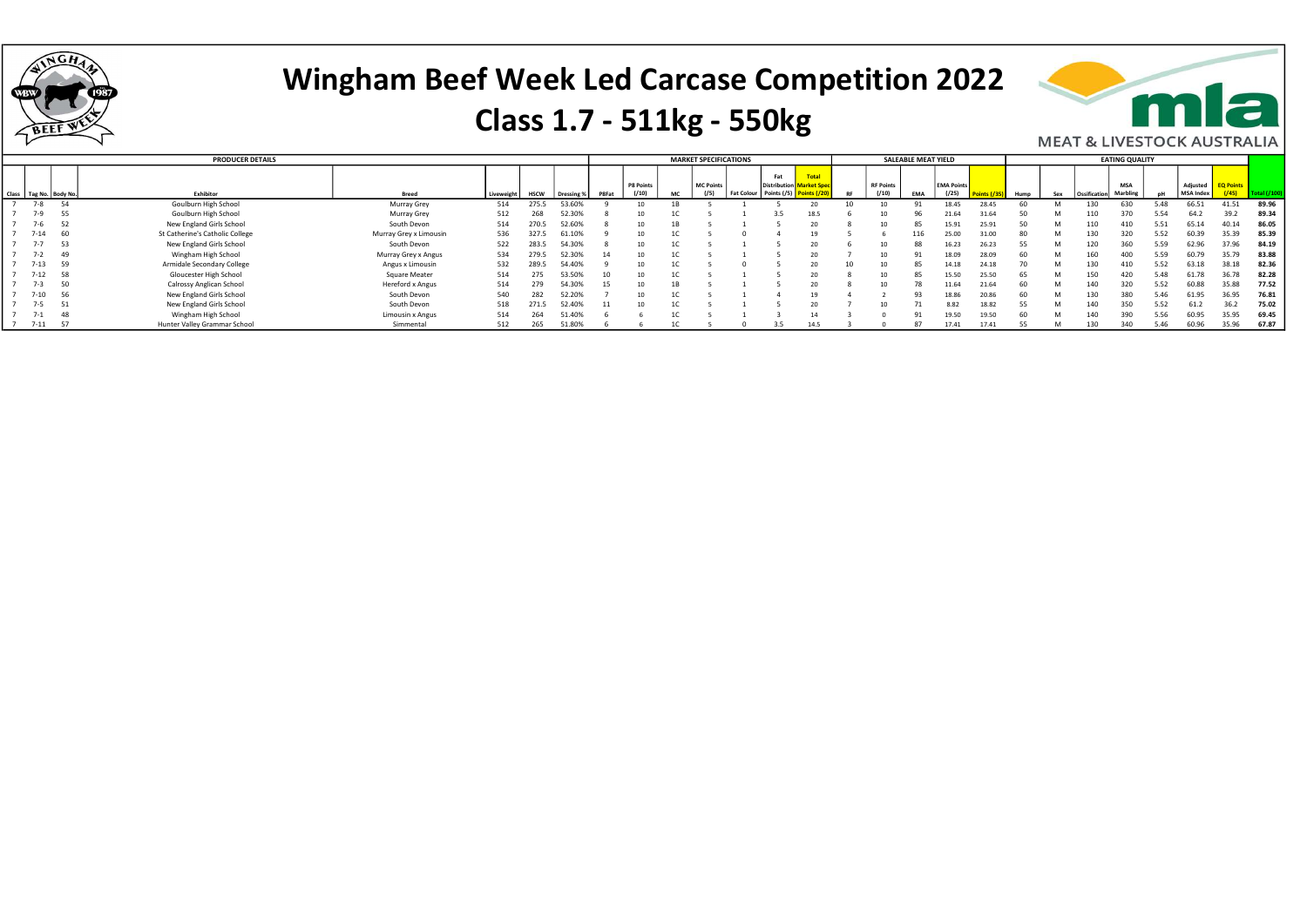# Wingham Beef Week Led Carcase Competition 2022

## Class 1.7 - 511kg - 550kg

| PRODUCER DETAILS | | | | | | | | MARKET SPECIFICATIONS | | | | | | | | SALEABLE MEAT YIELD | | | | | EATING QUALITY | | | | | | | | |
|---|---|---|---|---|---|---|---|---|---|---|---|---|---|---|---|---|---|---|---|---|---|---|---|---|---|---|---|---|---|
| Class | Tag No. | Body No. | Exhibitor | Breed | Liveweight | HSCW | Dressing % | P8Fat | P8 Points (/10) | MC | MC Points (/5) | Fat Colour | Fat Distribution Points (/5) | Total Market Spec Points (/20) | RF | RF Points (/10) | EMA | EMA Points (/25) | Points (/35) | Hump | Sex | Ossification | MSA Marbling | pH | Adjusted MSA Index | EQ Points (/45) | Total (/100) |
| 7 | 7-8 | 54 | Goulburn High School | Murray Grey | 514 | 275.5 | 53.60% | 9 | 10 | 1B | 5 | 1 | 5 | 20 | 10 | 10 | 91 | 18.45 | 28.45 | 60 | M | 130 | 630 | 5.48 | 66.51 | 41.51 | 89.96 |
| 7 | 7-9 | 55 | Goulburn High School | Murray Grey | 512 | 268 | 52.30% | 8 | 10 | 1C | 5 | 1 | 3.5 | 18.5 | 6 | 10 | 96 | 21.64 | 31.64 | 50 | M | 110 | 370 | 5.54 | 64.2 | 39.2 | 89.34 |
| 7 | 7-6 | 52 | New England Girls School | South Devon | 514 | 270.5 | 52.60% | 8 | 10 | 1B | 5 | 1 | 5 | 20 | 8 | 10 | 85 | 15.91 | 25.91 | 50 | M | 110 | 410 | 5.51 | 65.14 | 40.14 | 86.05 |
| 7 | 7-14 | 60 | St Catherine's Catholic College | Murray Grey x Limousin | 536 | 327.5 | 61.10% | 9 | 10 | 1C | 5 | 0 | 4 | 19 | 5 | 6 | 116 | 25.00 | 31.00 | 80 | M | 130 | 320 | 5.52 | 60.39 | 35.39 | 85.39 |
| 7 | 7-7 | 53 | New England Girls School | South Devon | 522 | 283.5 | 54.30% | 8 | 10 | 1C | 5 | 1 | 5 | 20 | 6 | 10 | 88 | 16.23 | 26.23 | 55 | M | 120 | 360 | 5.59 | 62.96 | 37.96 | 84.19 |
| 7 | 7-2 | 49 | Wingham High School | Murray Grey x Angus | 534 | 279.5 | 52.30% | 14 | 10 | 1C | 5 | 1 | 5 | 20 | 7 | 10 | 91 | 18.09 | 28.09 | 60 | M | 160 | 400 | 5.59 | 60.79 | 35.79 | 83.88 |
| 7 | 7-13 | 59 | Armidale Secondary College | Angus x Limousin | 532 | 289.5 | 54.40% | 9 | 10 | 1C | 5 | 0 | 5 | 20 | 10 | 10 | 85 | 14.18 | 24.18 | 70 | M | 130 | 410 | 5.52 | 63.18 | 38.18 | 82.36 |
| 7 | 7-12 | 58 | Gloucester High School | Square Meater | 514 | 275 | 53.50% | 10 | 10 | 1C | 5 | 1 | 5 | 20 | 8 | 10 | 85 | 15.50 | 25.50 | 65 | M | 150 | 420 | 5.48 | 61.78 | 36.78 | 82.28 |
| 7 | 7-3 | 50 | Calrossy Anglican School | Hereford x Angus | 514 | 279 | 54.30% | 15 | 10 | 1B | 5 | 1 | 5 | 20 | 8 | 10 | 78 | 11.64 | 21.64 | 60 | M | 140 | 320 | 5.52 | 60.88 | 35.88 | 77.52 |
| 7 | 7-10 | 56 | New England Girls School | South Devon | 540 | 282 | 52.20% | 7 | 10 | 1C | 5 | 1 | 4 | 19 | 4 | 2 | 93 | 18.86 | 20.86 | 60 | M | 130 | 380 | 5.46 | 61.95 | 36.95 | 76.81 |
| 7 | 7-5 | 51 | New England Girls School | South Devon | 518 | 271.5 | 52.40% | 11 | 10 | 1C | 5 | 1 | 5 | 20 | 7 | 10 | 71 | 8.82 | 18.82 | 55 | M | 140 | 350 | 5.52 | 61.2 | 36.2 | 75.02 |
| 7 | 7-1 | 48 | Wingham High School | Limousin x Angus | 514 | 264 | 51.40% | 6 | 6 | 1C | 5 | 1 | 3 | 14 | 3 | 0 | 91 | 19.50 | 19.50 | 60 | M | 140 | 390 | 5.56 | 60.95 | 35.95 | 69.45 |
| 7 | 7-11 | 57 | Hunter Valley Grammar School | Simmental | 512 | 265 | 51.80% | 6 | 6 | 1C | 5 | 0 | 3.5 | 14.5 | 3 | 0 | 87 | 17.41 | 17.41 | 55 | M | 130 | 340 | 5.46 | 60.96 | 35.96 | 67.87 |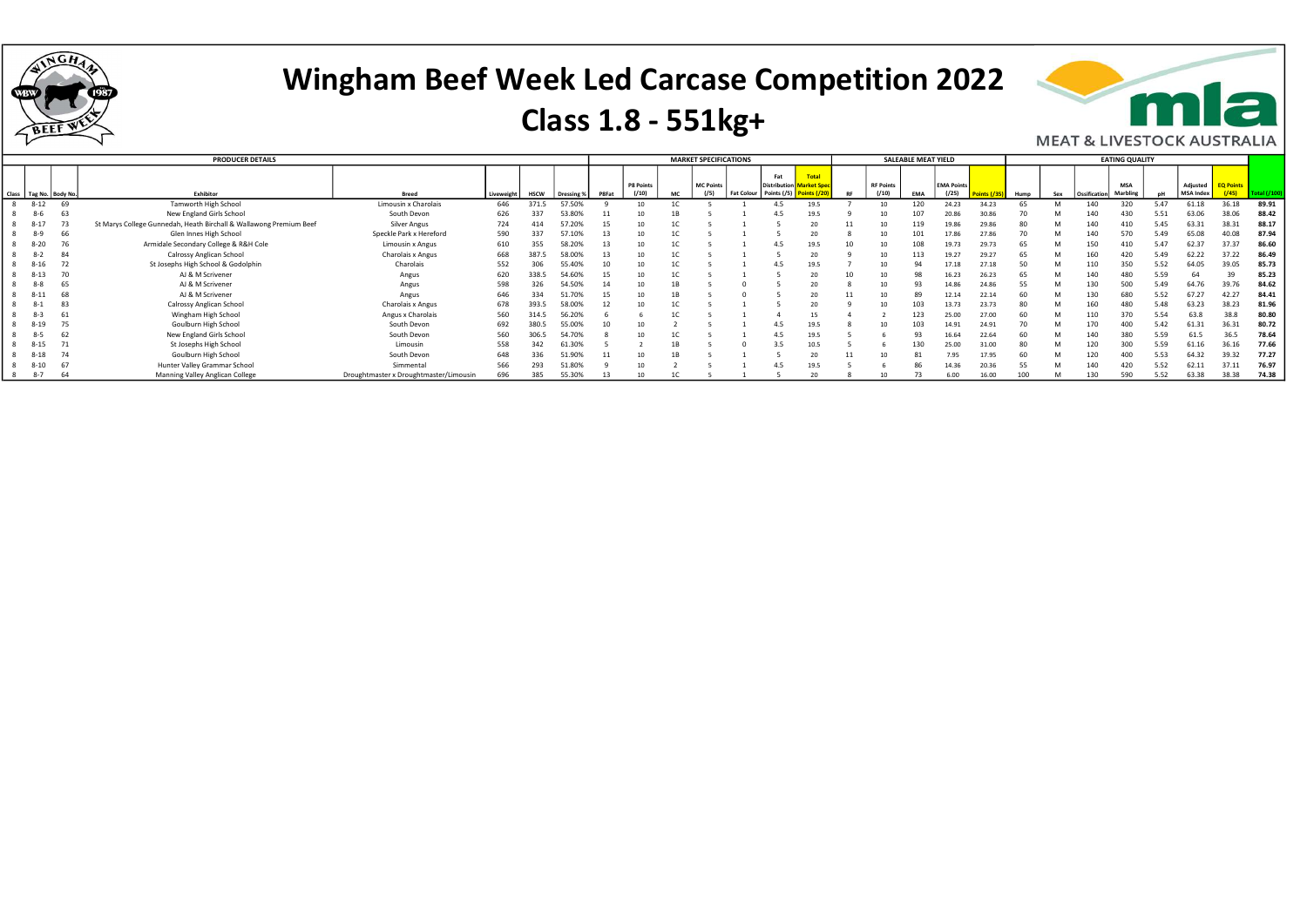# Wingham Beef Week Led Carcase Competition 2022

## Class 1.8 - 551kg+

| PRODUCER DETAILS | | | | | | | | MARKET SPECIFICATIONS | | | | | | | | SALEABLE MEAT YIELD | | | | | EATING QUALITY | | | | | | | | |
|---|---|---|---|---|---|---|---|---|---|---|---|---|---|---|---|---|---|---|---|---|---|---|---|---|---|---|---|---|---|
| Class | Tag No. | Body No. | Exhibitor | Breed | Liveweight | HSCW | Dressing % | P8Fat | P8 Points (/10) | MC | MC Points (/5) | Fat Colour | Fat Distribution Points (/5) | Total Market Spec Points (/20) | RF | RF Points (/10) | EMA | EMA Points (/25) | Points (/35) | Hump | Sex | Ossification | MSA Marbling | pH | Adjusted MSA Index | EQ Points (/45) | Total (/100) |
| 8 | 8-12 | 69 | Tamworth High School | Limousin x Charolais | 646 | 371.5 | 57.50% | 9 | 10 | 1C | 5 | 1 | 4.5 | 19.5 | 7 | 10 | 120 | 24.23 | 34.23 | 65 | M | 140 | 320 | 5.47 | 61.18 | 36.18 | 89.91 |
| 8 | 8-6 | 63 | New England Girls School | South Devon | 626 | 337 | 53.80% | 11 | 10 | 1B | 5 | 1 | 4.5 | 19.5 | 9 | 10 | 107 | 20.86 | 30.86 | 70 | M | 140 | 430 | 5.51 | 63.06 | 38.06 | 88.42 |
| 8 | 8-17 | 73 | St Marys College Gunnedah, Heath Birchall & Wallawong Premium Beef | Silver Angus | 724 | 414 | 57.20% | 15 | 10 | 1C | 5 | 1 | 5 | 20 | 11 | 10 | 119 | 19.86 | 29.86 | 80 | M | 140 | 410 | 5.45 | 63.31 | 38.31 | 88.17 |
| 8 | 8-9 | 66 | Glen Innes High School | Speckle Park x Hereford | 590 | 337 | 57.10% | 13 | 10 | 1C | 5 | 1 | 5 | 20 | 8 | 10 | 101 | 17.86 | 27.86 | 70 | M | 140 | 570 | 5.49 | 65.08 | 40.08 | 87.94 |
| 8 | 8-20 | 76 | Armidale Secondary College & R&H Cole | Limousin x Angus | 610 | 355 | 58.20% | 13 | 10 | 1C | 5 | 1 | 4.5 | 19.5 | 10 | 10 | 108 | 19.73 | 29.73 | 65 | M | 150 | 410 | 5.47 | 62.37 | 37.37 | 86.60 |
| 8 | 8-2 | 84 | Calrossy Anglican School | Charolais x Angus | 668 | 387.5 | 58.00% | 13 | 10 | 1C | 5 | 1 | 5 | 20 | 9 | 10 | 113 | 19.27 | 29.27 | 65 | M | 160 | 420 | 5.49 | 62.22 | 37.22 | 86.49 |
| 8 | 8-16 | 72 | St Josephs High School & Godolphin | Charolais | 552 | 306 | 55.40% | 10 | 10 | 1C | 5 | 1 | 4.5 | 19.5 | 7 | 10 | 94 | 17.18 | 27.18 | 50 | M | 110 | 350 | 5.52 | 64.05 | 39.05 | 85.73 |
| 8 | 8-13 | 70 | AJ & M Scrivener | Angus | 620 | 338.5 | 54.60% | 15 | 10 | 1C | 5 | 1 | 5 | 20 | 10 | 10 | 98 | 16.23 | 26.23 | 65 | M | 140 | 480 | 5.59 | 64 | 39 | 85.23 |
| 8 | 8-8 | 65 | AJ & M Scrivener | Angus | 598 | 326 | 54.50% | 14 | 10 | 1B | 5 | 0 | 5 | 20 | 8 | 10 | 93 | 14.86 | 24.86 | 55 | M | 130 | 500 | 5.49 | 64.76 | 39.76 | 84.62 |
| 8 | 8-11 | 68 | AJ & M Scrivener | Angus | 646 | 334 | 51.70% | 15 | 10 | 1B | 5 | 0 | 5 | 20 | 11 | 10 | 89 | 12.14 | 22.14 | 60 | M | 130 | 680 | 5.52 | 67.27 | 42.27 | 84.41 |
| 8 | 8-1 | 83 | Calrossy Anglican School | Charolais x Angus | 678 | 393.5 | 58.00% | 12 | 10 | 1C | 5 | 1 | 5 | 20 | 9 | 10 | 103 | 13.73 | 23.73 | 80 | M | 160 | 480 | 5.48 | 63.23 | 38.23 | 81.96 |
| 8 | 8-3 | 61 | Wingham High School | Angus x Charolais | 560 | 314.5 | 56.20% | 6 | 6 | 1C | 5 | 1 | 4 | 15 | 4 | 2 | 123 | 25.00 | 27.00 | 60 | M | 110 | 370 | 5.54 | 63.8 | 38.8 | 80.80 |
| 8 | 8-19 | 75 | Goulburn High School | South Devon | 692 | 380.5 | 55.00% | 10 | 10 | 2 | 5 | 1 | 4.5 | 19.5 | 8 | 10 | 103 | 14.91 | 24.91 | 70 | M | 170 | 400 | 5.42 | 61.31 | 36.31 | 80.72 |
| 8 | 8-5 | 62 | New England Girls School | South Devon | 560 | 306.5 | 54.70% | 8 | 10 | 1C | 5 | 1 | 4.5 | 19.5 | 5 | 6 | 93 | 16.64 | 22.64 | 60 | M | 140 | 380 | 5.59 | 61.5 | 36.5 | 78.64 |
| 8 | 8-15 | 71 | St Josephs High School | Limousin | 558 | 342 | 61.30% | 5 | 2 | 1B | 5 | 0 | 3.5 | 10.5 | 5 | 6 | 130 | 25.00 | 31.00 | 80 | M | 120 | 300 | 5.59 | 61.16 | 36.16 | 77.66 |
| 8 | 8-18 | 74 | Goulburn High School | South Devon | 648 | 336 | 51.90% | 11 | 10 | 1B | 5 | 1 | 5 | 20 | 11 | 10 | 81 | 7.95 | 17.95 | 60 | M | 120 | 400 | 5.53 | 64.32 | 39.32 | 77.27 |
| 8 | 8-10 | 67 | Hunter Valley Grammar School | Simmental | 566 | 293 | 51.80% | 9 | 10 | 2 | 5 | 1 | 4.5 | 19.5 | 5 | 6 | 86 | 14.36 | 20.36 | 55 | M | 140 | 420 | 5.52 | 62.11 | 37.11 | 76.97 |
| 8 | 8-7 | 64 | Manning Valley Anglican College | Droughtmaster x Droughtmaster/Limousin | 696 | 385 | 55.30% | 13 | 10 | 1C | 5 | 1 | 5 | 20 | 8 | 10 | 73 | 6.00 | 16.00 | 100 | M | 130 | 590 | 5.52 | 63.38 | 38.38 | 74.38 |